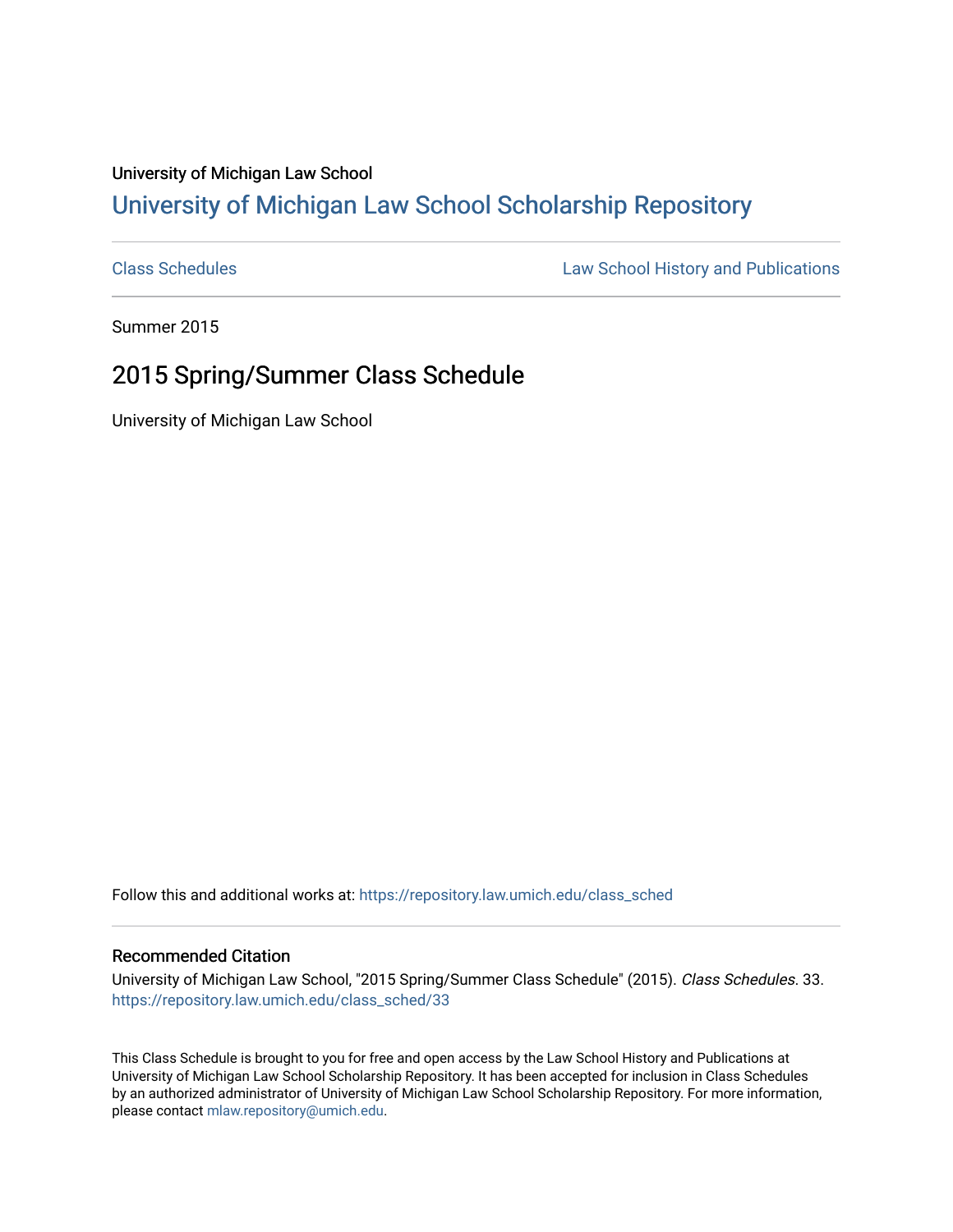University of Michigan Law School

# University of Michigan Law School Scholarship Repository

Class Schedules | Law School History and Publications

Summer 2015

## 2015 Spring/Summer Class Schedule

University of Michigan Law School

Follow this and additional works at: https://repository.law.umich.edu/class_sched

### Recommended Citation

University of Michigan Law School, "2015 Spring/Summer Class Schedule" (2015). *Class Schedules*. 33.
https://repository.law.umich.edu/class_sched/33

This Class Schedule is brought to you for free and open access by the Law School History and Publications at University of Michigan Law School Scholarship Repository. It has been accepted for inclusion in Class Schedules by an authorized administrator of University of Michigan Law School Scholarship Repository. For more information, please contact mlaw.repository@umich.edu.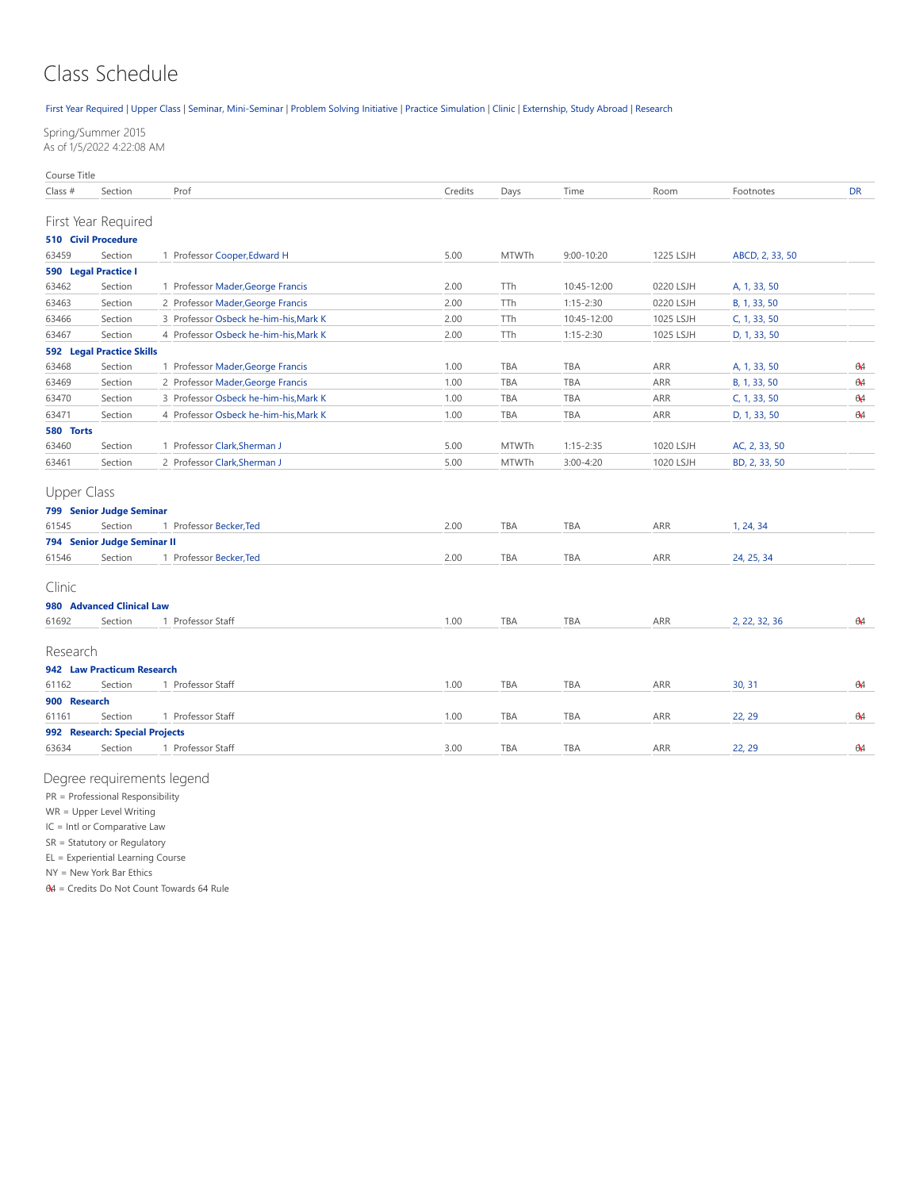# Class Schedule

First Year Required | Upper Class | Seminar, Mini-Seminar | Problem Solving Initiative | Practice Simulation | Clinic | Externship, Study Abroad | Research

Spring/Summer 2015
As of 1/5/2022 4:22:08 AM

| Class # | Section | Prof | Credits | Days | Time | Room | Footnotes | DR |
|---|---|---|---|---|---|---|---|---|
| **First Year Required** | | | | | | | | |
| **510 Civil Procedure** | | | | | | | | |
| 63459 | Section 1 | Professor Cooper,Edward H | 5.00 | MTWTh | 9:00-10:20 | 1225 LSJH | ABCD, 2, 33, 50 | |
| **590 Legal Practice I** | | | | | | | | |
| 63462 | Section 1 | Professor Mader,George Francis | 2.00 | TTh | 10:45-12:00 | 0220 LSJH | A, 1, 33, 50 | |
| 63463 | Section 2 | Professor Mader,George Francis | 2.00 | TTh | 1:15-2:30 | 0220 LSJH | B, 1, 33, 50 | |
| 63466 | Section 3 | Professor Osbeck he-him-his,Mark K | 2.00 | TTh | 10:45-12:00 | 1025 LSJH | C, 1, 33, 50 | |
| 63467 | Section 4 | Professor Osbeck he-him-his,Mark K | 2.00 | TTh | 1:15-2:30 | 1025 LSJH | D, 1, 33, 50 | |
| **592 Legal Practice Skills** | | | | | | | | |
| 63468 | Section 1 | Professor Mader,George Francis | 1.00 | TBA | TBA | ARR | A, 1, 33, 50 | 64 |
| 63469 | Section 2 | Professor Mader,George Francis | 1.00 | TBA | TBA | ARR | B, 1, 33, 50 | 64 |
| 63470 | Section 3 | Professor Osbeck he-him-his,Mark K | 1.00 | TBA | TBA | ARR | C, 1, 33, 50 | 64 |
| 63471 | Section 4 | Professor Osbeck he-him-his,Mark K | 1.00 | TBA | TBA | ARR | D, 1, 33, 50 | 64 |
| **580 Torts** | | | | | | | | |
| 63460 | Section 1 | Professor Clark,Sherman J | 5.00 | MTWTh | 1:15-2:35 | 1020 LSJH | AC, 2, 33, 50 | |
| 63461 | Section 2 | Professor Clark,Sherman J | 5.00 | MTWTh | 3:00-4:20 | 1020 LSJH | BD, 2, 33, 50 | |
| **Upper Class** | | | | | | | | |
| **799 Senior Judge Seminar** | | | | | | | | |
| 61545 | Section 1 | Professor Becker,Ted | 2.00 | TBA | TBA | ARR | 1, 24, 34 | |
| **794 Senior Judge Seminar II** | | | | | | | | |
| 61546 | Section 1 | Professor Becker,Ted | 2.00 | TBA | TBA | ARR | 24, 25, 34 | |
| **Clinic** | | | | | | | | |
| **980 Advanced Clinical Law** | | | | | | | | |
| 61692 | Section 1 | Professor Staff | 1.00 | TBA | TBA | ARR | 2, 22, 32, 36 | 64 |
| **Research** | | | | | | | | |
| **942 Law Practicum Research** | | | | | | | | |
| 61162 | Section 1 | Professor Staff | 1.00 | TBA | TBA | ARR | 30, 31 | 64 |
| **900 Research** | | | | | | | | |
| 61161 | Section 1 | Professor Staff | 1.00 | TBA | TBA | ARR | 22, 29 | 64 |
| **992 Research: Special Projects** | | | | | | | | |
| 63634 | Section 1 | Professor Staff | 3.00 | TBA | TBA | ARR | 22, 29 | 64 |

## Degree requirements legend

PR = Professional Responsibility
WR = Upper Level Writing
IC = Intl or Comparative Law
SR = Statutory or Regulatory
EL = Experiential Learning Course
NY = New York Bar Ethics
64 = Credits Do Not Count Towards 64 Rule